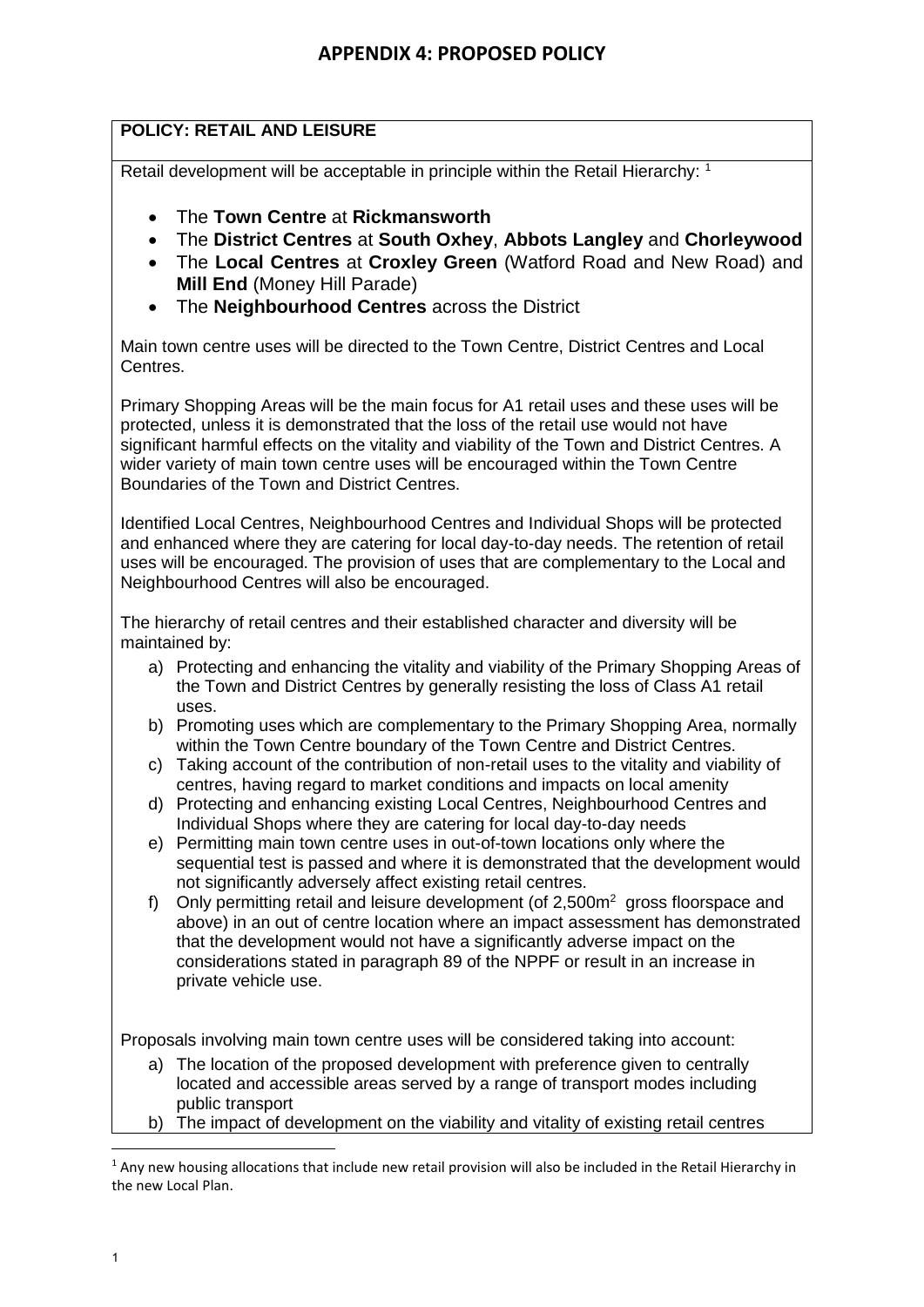## APPENDIX 4: PROPOSED POLICY

**POLICY: RETAIL AND LEISURE**

Retail development will be acceptable in principle within the Retail Hierarchy: [1]

- The **Town Centre** at **Rickmansworth**
- The **District Centres** at **South Oxhey**, **Abbots Langley** and **Chorleywood**
- The **Local Centres** at **Croxley Green** (Watford Road and New Road) and **Mill End** (Money Hill Parade)
- The **Neighbourhood Centres** across the District

Main town centre uses will be directed to the Town Centre, District Centres and Local Centres.

Primary Shopping Areas will be the main focus for A1 retail uses and these uses will be protected, unless it is demonstrated that the loss of the retail use would not have significant harmful effects on the vitality and viability of the Town and District Centres. A wider variety of main town centre uses will be encouraged within the Town Centre Boundaries of the Town and District Centres.

Identified Local Centres, Neighbourhood Centres and Individual Shops will be protected and enhanced where they are catering for local day-to-day needs. The retention of retail uses will be encouraged. The provision of uses that are complementary to the Local and Neighbourhood Centres will also be encouraged.

The hierarchy of retail centres and their established character and diversity will be maintained by:

a) Protecting and enhancing the vitality and viability of the Primary Shopping Areas of the Town and District Centres by generally resisting the loss of Class A1 retail uses.
b) Promoting uses which are complementary to the Primary Shopping Area, normally within the Town Centre boundary of the Town Centre and District Centres.
c) Taking account of the contribution of non-retail uses to the vitality and viability of centres, having regard to market conditions and impacts on local amenity
d) Protecting and enhancing existing Local Centres, Neighbourhood Centres and Individual Shops where they are catering for local day-to-day needs
e) Permitting main town centre uses in out-of-town locations only where the sequential test is passed and where it is demonstrated that the development would not significantly adversely affect existing retail centres.
f) Only permitting retail and leisure development (of 2,500$m^2$ gross floorspace and above) in an out of centre location where an impact assessment has demonstrated that the development would not have a significantly adverse impact on the considerations stated in paragraph 89 of the NPPF or result in an increase in private vehicle use.

Proposals involving main town centre uses will be considered taking into account:

a) The location of the proposed development with preference given to centrally located and accessible areas served by a range of transport modes including public transport
b) The impact of development on the viability and vitality of existing retail centres

[1] Any new housing allocations that include new retail provision will also be included in the Retail Hierarchy in the new Local Plan.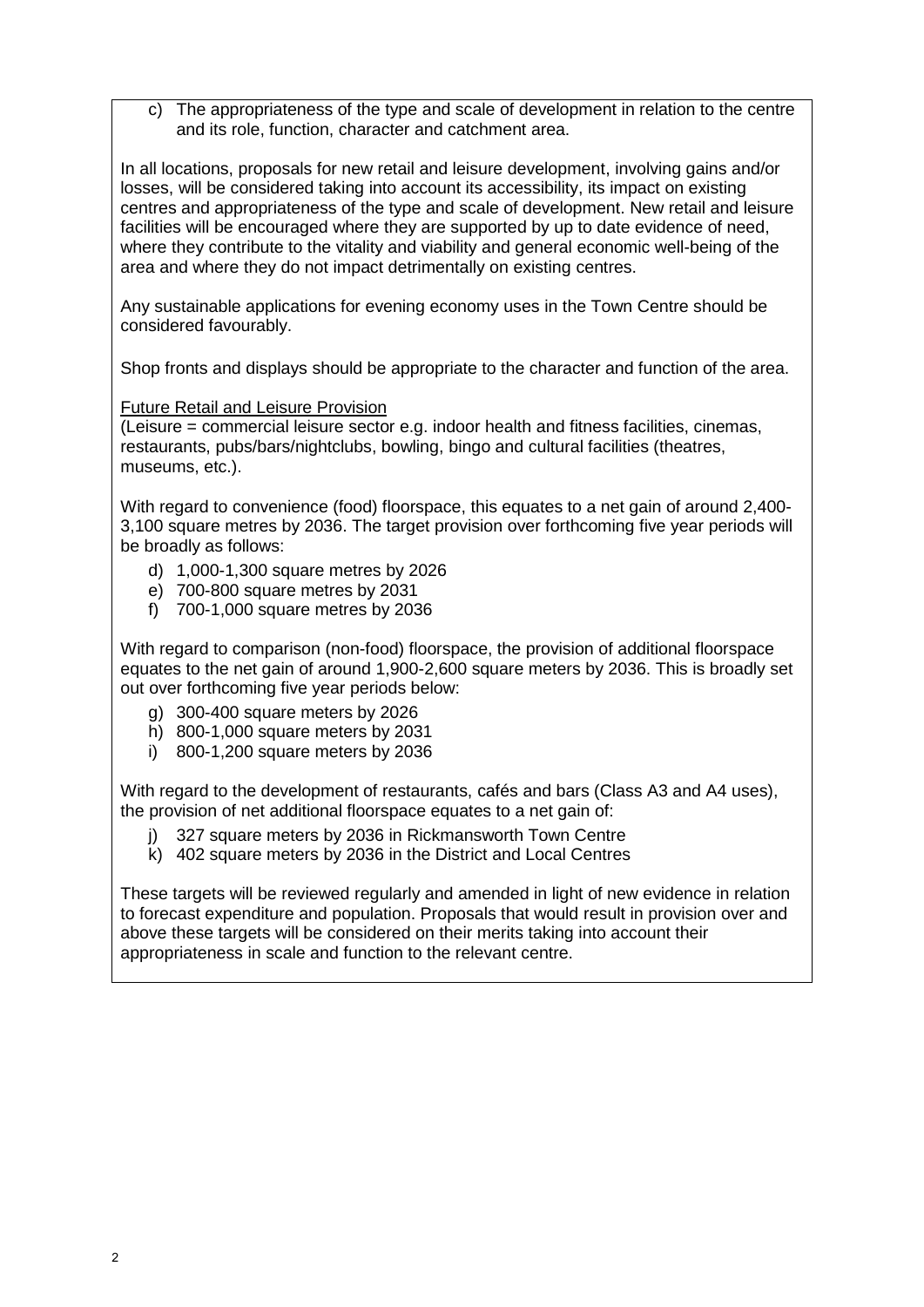c) The appropriateness of the type and scale of development in relation to the centre and its role, function, character and catchment area.

In all locations, proposals for new retail and leisure development, involving gains and/or losses, will be considered taking into account its accessibility, its impact on existing centres and appropriateness of the type and scale of development. New retail and leisure facilities will be encouraged where they are supported by up to date evidence of need, where they contribute to the vitality and viability and general economic well-being of the area and where they do not impact detrimentally on existing centres.

Any sustainable applications for evening economy uses in the Town Centre should be considered favourably.

Shop fronts and displays should be appropriate to the character and function of the area.

Future Retail and Leisure Provision

(Leisure = commercial leisure sector e.g. indoor health and fitness facilities, cinemas, restaurants, pubs/bars/nightclubs, bowling, bingo and cultural facilities (theatres, museums, etc.).

With regard to convenience (food) floorspace, this equates to a net gain of around 2,400-3,100 square metres by 2036. The target provision over forthcoming five year periods will be broadly as follows:

d) 1,000-1,300 square metres by 2026
e) 700-800 square metres by 2031
f) 700-1,000 square metres by 2036

With regard to comparison (non-food) floorspace, the provision of additional floorspace equates to the net gain of around 1,900-2,600 square meters by 2036. This is broadly set out over forthcoming five year periods below:

g) 300-400 square meters by 2026
h) 800-1,000 square meters by 2031
i) 800-1,200 square meters by 2036

With regard to the development of restaurants, cafés and bars (Class A3 and A4 uses), the provision of net additional floorspace equates to a net gain of:

j) 327 square meters by 2036 in Rickmansworth Town Centre
k) 402 square meters by 2036 in the District and Local Centres

These targets will be reviewed regularly and amended in light of new evidence in relation to forecast expenditure and population. Proposals that would result in provision over and above these targets will be considered on their merits taking into account their appropriateness in scale and function to the relevant centre.